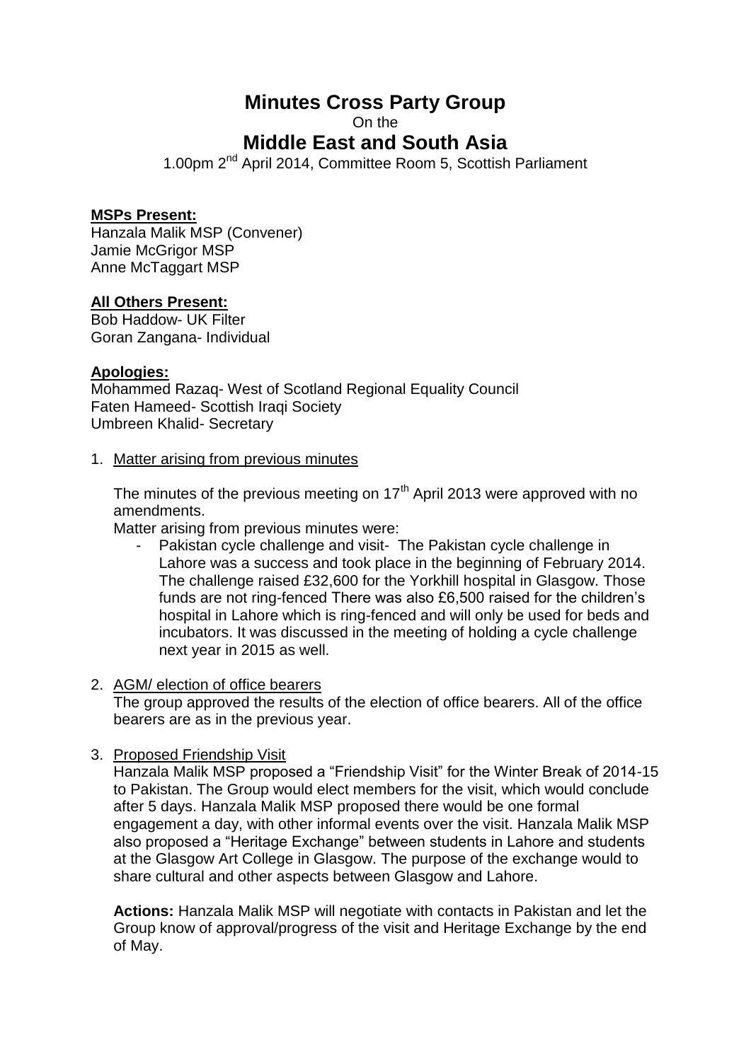# Minutes Cross Party Group

On the

# Middle East and South Asia

1.00pm 2nd April 2014, Committee Room 5, Scottish Parliament

**MSPs Present:**

Hanzala Malik MSP (Convener)
Jamie McGrigor MSP
Anne McTaggart MSP

**All Others Present:**

Bob Haddow- UK Filter
Goran Zangana- Individual

**Apologies:**

Mohammed Razaq- West of Scotland Regional Equality Council
Faten Hameed- Scottish Iraqi Society
Umbreen Khalid- Secretary

1. Matter arising from previous minutes

   The minutes of the previous meeting on 17th April 2013 were approved with no amendments.

   Matter arising from previous minutes were:

   - Pakistan cycle challenge and visit- The Pakistan cycle challenge in Lahore was a success and took place in the beginning of February 2014. The challenge raised £32,600 for the Yorkhill hospital in Glasgow. Those funds are not ring-fenced There was also £6,500 raised for the children's hospital in Lahore which is ring-fenced and will only be used for beds and incubators. It was discussed in the meeting of holding a cycle challenge next year in 2015 as well.

2. AGM/ election of office bearers

   The group approved the results of the election of office bearers. All of the office bearers are as in the previous year.

3. Proposed Friendship Visit

   Hanzala Malik MSP proposed a "Friendship Visit" for the Winter Break of 2014-15 to Pakistan. The Group would elect members for the visit, which would conclude after 5 days. Hanzala Malik MSP proposed there would be one formal engagement a day, with other informal events over the visit. Hanzala Malik MSP also proposed a "Heritage Exchange" between students in Lahore and students at the Glasgow Art College in Glasgow. The purpose of the exchange would to share cultural and other aspects between Glasgow and Lahore.

   **Actions:** Hanzala Malik MSP will negotiate with contacts in Pakistan and let the Group know of approval/progress of the visit and Heritage Exchange by the end of May.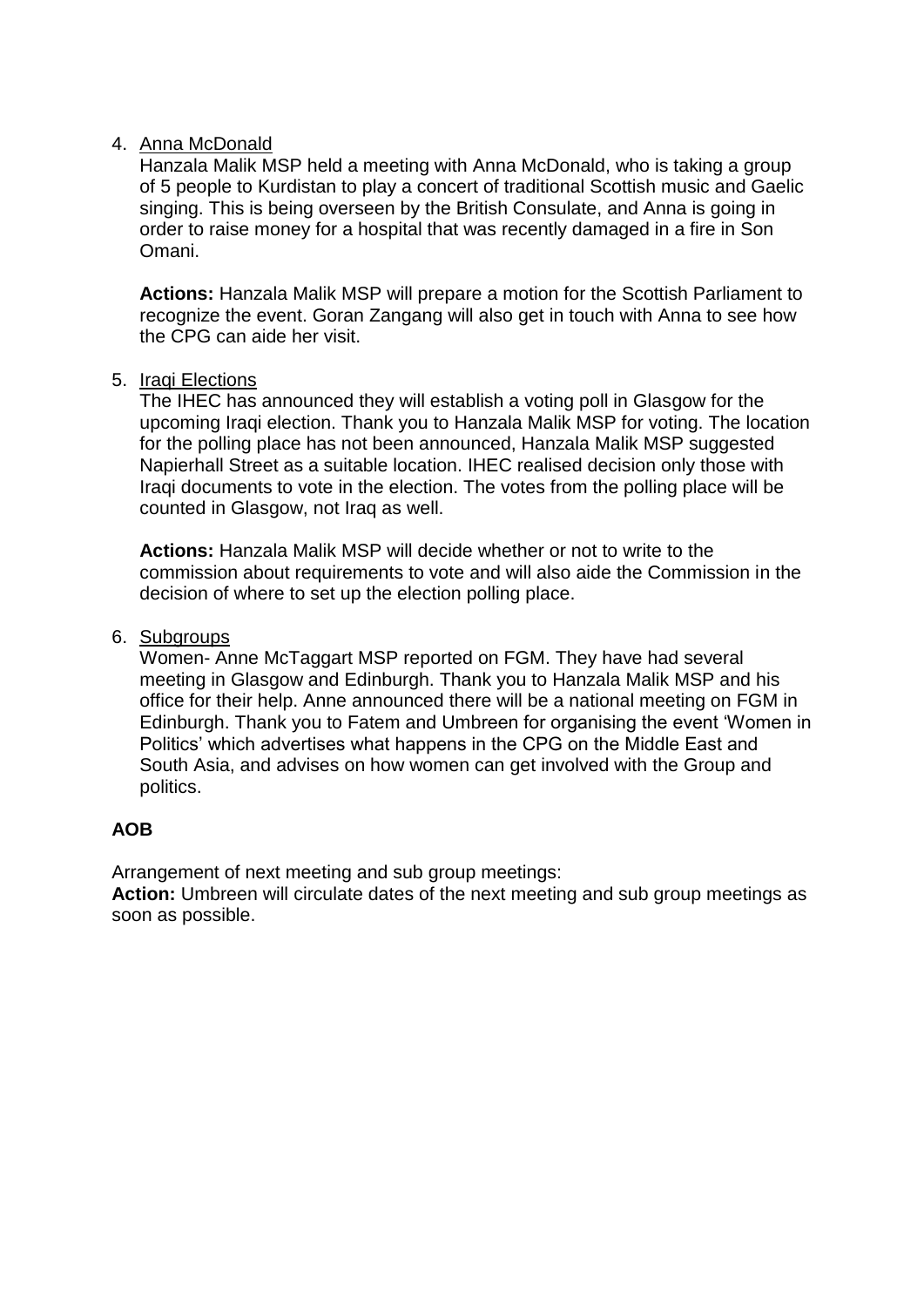4. <u>Anna McDonald</u>

   Hanzala Malik MSP held a meeting with Anna McDonald, who is taking a group of 5 people to Kurdistan to play a concert of traditional Scottish music and Gaelic singing. This is being overseen by the British Consulate, and Anna is going in order to raise money for a hospital that was recently damaged in a fire in Son Omani.

   **Actions:** Hanzala Malik MSP will prepare a motion for the Scottish Parliament to recognize the event. Goran Zangang will also get in touch with Anna to see how the CPG can aide her visit.

5. <u>Iraqi Elections</u>

   The IHEC has announced they will establish a voting poll in Glasgow for the upcoming Iraqi election. Thank you to Hanzala Malik MSP for voting. The location for the polling place has not been announced, Hanzala Malik MSP suggested Napierhall Street as a suitable location. IHEC realised decision only those with Iraqi documents to vote in the election. The votes from the polling place will be counted in Glasgow, not Iraq as well.

   **Actions:** Hanzala Malik MSP will decide whether or not to write to the commission about requirements to vote and will also aide the Commission in the decision of where to set up the election polling place.

6. <u>Subgroups</u>

   Women- Anne McTaggart MSP reported on FGM. They have had several meeting in Glasgow and Edinburgh. Thank you to Hanzala Malik MSP and his office for their help. Anne announced there will be a national meeting on FGM in Edinburgh. Thank you to Fatem and Umbreen for organising the event 'Women in Politics' which advertises what happens in the CPG on the Middle East and South Asia, and advises on how women can get involved with the Group and politics.

**AOB**

Arrangement of next meeting and sub group meetings:

**Action:** Umbreen will circulate dates of the next meeting and sub group meetings as soon as possible.